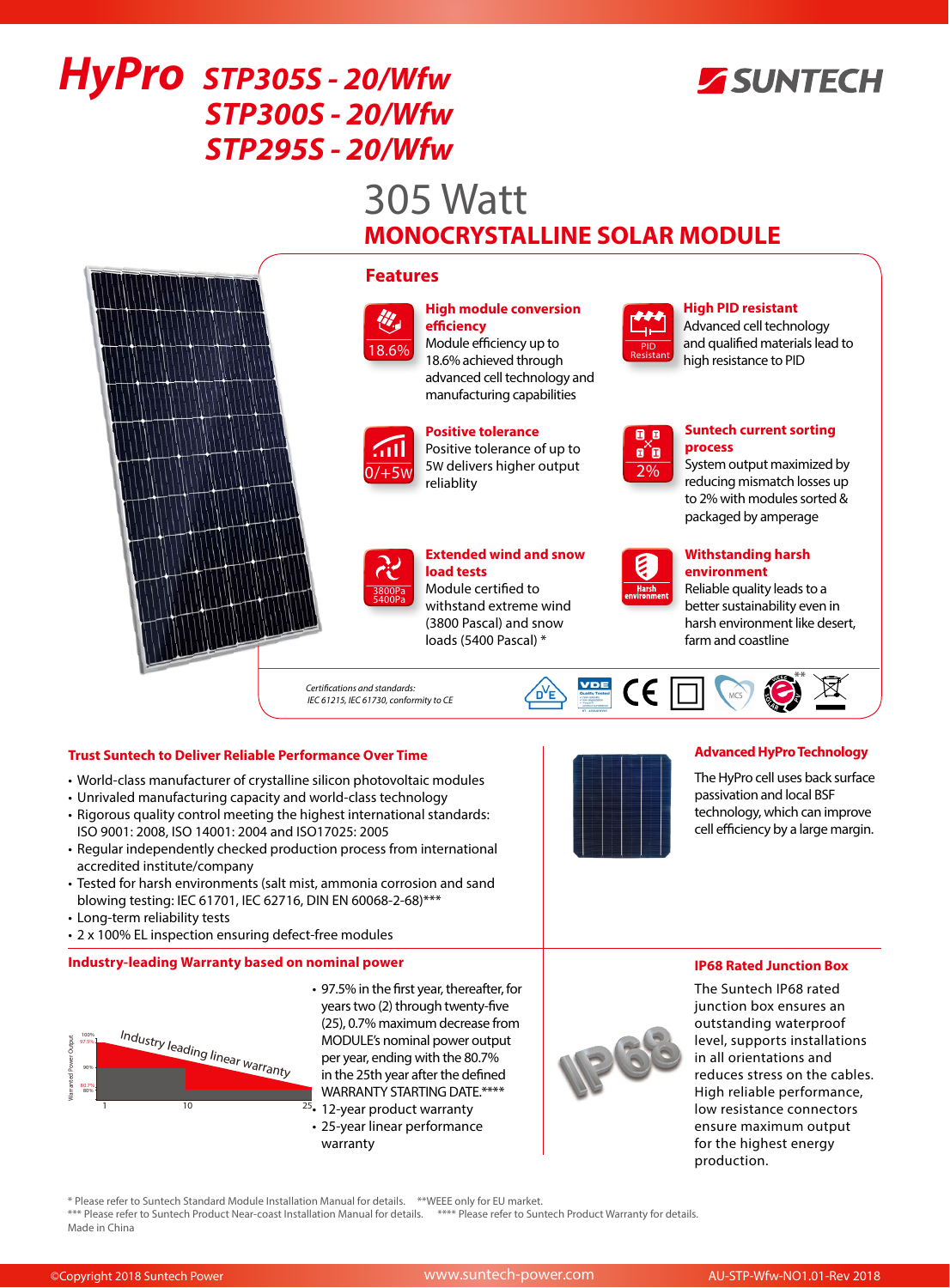# HyPro STP305S - 20/Wfw STP300S - 20/Wfw STP295S - 20/Wfw

SUNTECH

## 305 Watt

## MONOCRYSTALLINE SOLAR MODULE

### Features

**High module conversion efficiency**
Module efficiency up to 18.6% achieved through advanced cell technology and manufacturing capabilities

**High PID resistant**
Advanced cell technology and qualified materials lead to high resistance to PID

**Positive tolerance**
Positive tolerance of up to 5W delivers higher output reliablity

**Suntech current sorting process**
System output maximized by reducing mismatch losses up to 2% with modules sorted & packaged by amperage

**Extended wind and snow load tests**
Module certified to withstand extreme wind (3800 Pascal) and snow loads (5400 Pascal) *

**Withstanding harsh environment**
Reliable quality leads to a better sustainability even in harsh environment like desert, farm and coastline

*Certifications and standards:*
*IEC 61215, IEC 61730, conformity to CE*

### Trust Suntech to Deliver Reliable Performance Over Time

- World-class manufacturer of crystalline silicon photovoltaic modules
- Unrivaled manufacturing capacity and world-class technology
- Rigorous quality control meeting the highest international standards: ISO 9001: 2008, ISO 14001: 2004 and ISO17025: 2005
- Regular independently checked production process from international accredited institute/company
- Tested for harsh environments (salt mist, ammonia corrosion and sand blowing testing: IEC 61701, IEC 62716, DIN EN 60068-2-68)***
- Long-term reliability tests
- 2 x 100% EL inspection ensuring defect-free modules

### Advanced HyPro Technology

The HyPro cell uses back surface passivation and local BSF technology, which can improve cell efficiency by a large margin.

### Industry-leading Warranty based on nominal power

- 97.5% in the first year, thereafter, for years two (2) through twenty-five (25), 0.7% maximum decrease from MODULE's nominal power output per year, ending with the 80.7% in the 25th year after the defined WARRANTY STARTING DATE.****
- 12-year product warranty
- 25-year linear performance warranty

### IP68 Rated Junction Box

The Suntech IP68 rated junction box ensures an outstanding waterproof level, supports installations in all orientations and reduces stress on the cables. High reliable performance, low resistance connectors ensure maximum output for the highest energy production.

\* Please refer to Suntech Standard Module Installation Manual for details. **WEEE only for EU market.
*** Please refer to Suntech Product Near-coast Installation Manual for details. **** Please refer to Suntech Product Warranty for details.
Made in China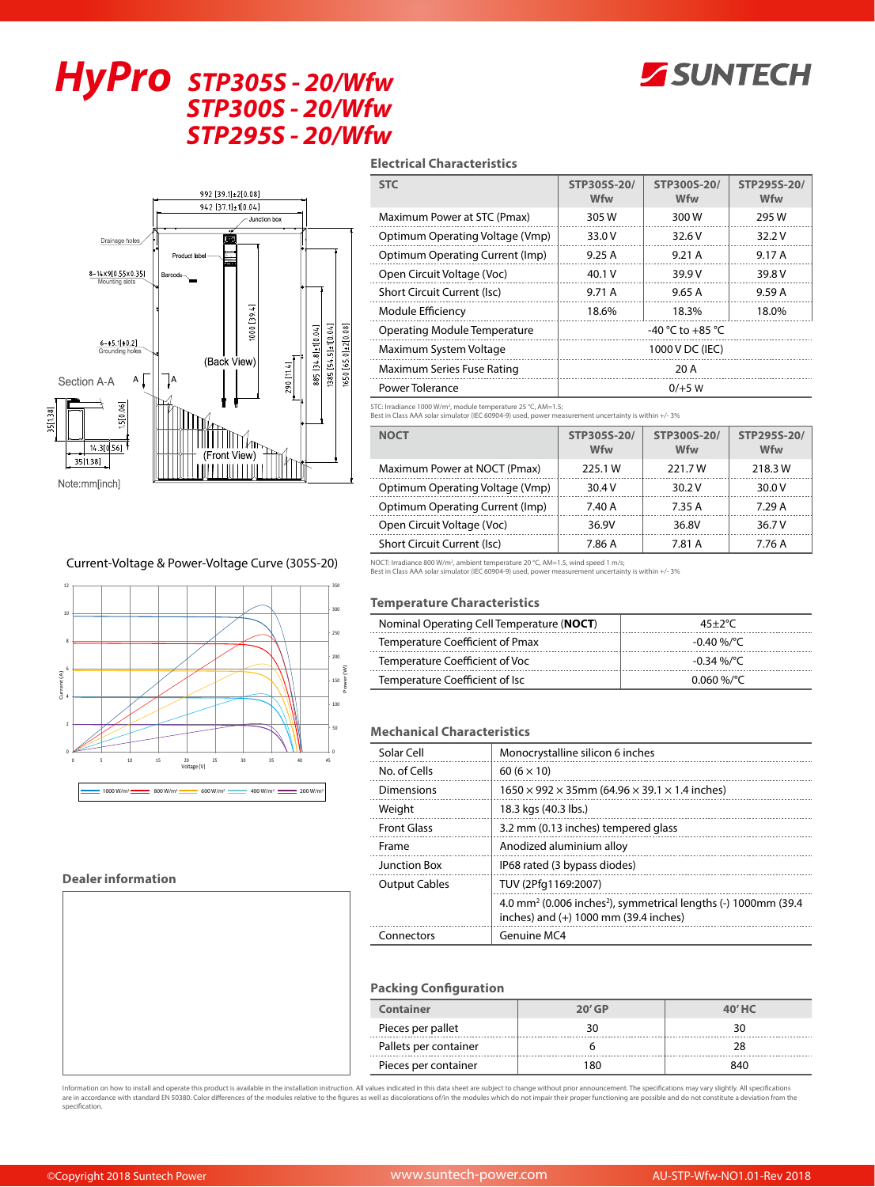# HyPro STP305S - 20/Wfw STP300S - 20/Wfw STP295S - 20/Wfw

SUNTECH

992 [39.1]±2[0.08]
942 [37.1]±1[0.04]
Junction box
Drainage holes
Product label
8-14X9[0.55X0.35]
Mounting slots
Barcode
1000 [39.4]
6-Φ5.1[Φ0.2]
Grounding holes
(Back View)
290 [11.4]
885 [34.8]±1[0.04]
1385 [54.5]±1[0.04]
1650 [65.0]±2[0.08]
Section A-A
A
A
35[1.38]
15[0.06]
14.3[0.56]
35[1.38]
(Front View)
Note:mm[inch]

## Electrical Characteristics

| STC | STP305S-20/ Wfw | STP300S-20/ Wfw | STP295S-20/ Wfw |
|---|---|---|---|
| Maximum Power at STC (Pmax) | 305 W | 300 W | 295 W |
| Optimum Operating Voltage (Vmp) | 33.0 V | 32.6 V | 32.2 V |
| Optimum Operating Current (Imp) | 9.25 A | 9.21 A | 9.17 A |
| Open Circuit Voltage (Voc) | 40.1 V | 39.9 V | 39.8 V |
| Short Circuit Current (Isc) | 9.71 A | 9.65 A | 9.59 A |
| Module Efficiency | 18.6% | 18.3% | 18.0% |
| Operating Module Temperature | -40 °C to +85 °C | | |
| Maximum System Voltage | 1000 V DC (IEC) | | |
| Maximum Series Fuse Rating | 20 A | | |
| Power Tolerance | 0/+5 W | | |

STC: Irradiance 1000 W/m², module temperature 25 °C, AM=1.5;
Best in Class AAA solar simulator (IEC 60904-9) used, power measurement uncertainty is within +/- 3%

| NOCT | STP305S-20/ Wfw | STP300S-20/ Wfw | STP295S-20/ Wfw |
|---|---|---|---|
| Maximum Power at NOCT (Pmax) | 225.1 W | 221.7 W | 218.3 W |
| Optimum Operating Voltage (Vmp) | 30.4 V | 30.2 V | 30.0 V |
| Optimum Operating Current (Imp) | 7.40 A | 7.35 A | 7.29 A |
| Open Circuit Voltage (Voc) | 36.9V | 36.8V | 36.7 V |
| Short Circuit Current (Isc) | 7.86 A | 7.81 A | 7.76 A |

NOCT: Irradiance 800 W/m², ambient temperature 20 °C, AM=1.5, wind speed 1 m/s;
Best in Class AAA solar simulator (IEC 60904-9) used, power measurement uncertainty is within +/- 3%

## Current-Voltage & Power-Voltage Curve (305S-20)

Current (A)
Power (W)
Voltage (V)
0 2 4 6 8 10 12
0 50 100 150 200 250 300 350
0 5 10 15 20 25 30 35 40 45
1000 W/m² 800 W/m² 600 W/m² 400 W/m² 200 W/m²

## Temperature Characteristics

| | |
|---|---|
| Nominal Operating Cell Temperature (**NOCT**) | 45±2°C |
| Temperature Coefficient of Pmax | -0.40 %/°C |
| Temperature Coefficient of Voc | -0.34 %/°C |
| Temperature Coefficient of Isc | 0.060 %/°C |

## Mechanical Characteristics

| | |
|---|---|
| Solar Cell | Monocrystalline silicon 6 inches |
| No. of Cells | 60 (6 × 10) |
| Dimensions | 1650 × 992 × 35mm (64.96 × 39.1 × 1.4 inches) |
| Weight | 18.3 kgs (40.3 lbs.) |
| Front Glass | 3.2 mm (0.13 inches) tempered glass |
| Frame | Anodized aluminium alloy |
| Junction Box | IP68 rated (3 bypass diodes) |
| Output Cables | TUV (2Pfg1169:2007) |
| | 4.0 mm² (0.006 inches²), symmetrical lengths (-) 1000mm (39.4 inches) and (+) 1000 mm (39.4 inches) |
| Connectors | Genuine MC4 |

## Dealer information

## Packing Configuration

| Container | 20' GP | 40' HC |
|---|---|---|
| Pieces per pallet | 30 | 30 |
| Pallets per container | 6 | 28 |
| Pieces per container | 180 | 840 |

Information on how to install and operate this product is available in the installation instruction. All values indicated in this data sheet are subject to change without prior announcement. The specifications may vary slightly. All specifications are in accordance with standard EN 50380. Color differences of the modules relative to the figures as well as discolorations of/in the modules which do not impair their proper functioning are possible and do not constitute a deviation from the specification.

©Copyright 2018 Suntech Power www.suntech-power.com AU-STP-Wfw-NO1.01-Rev 2018